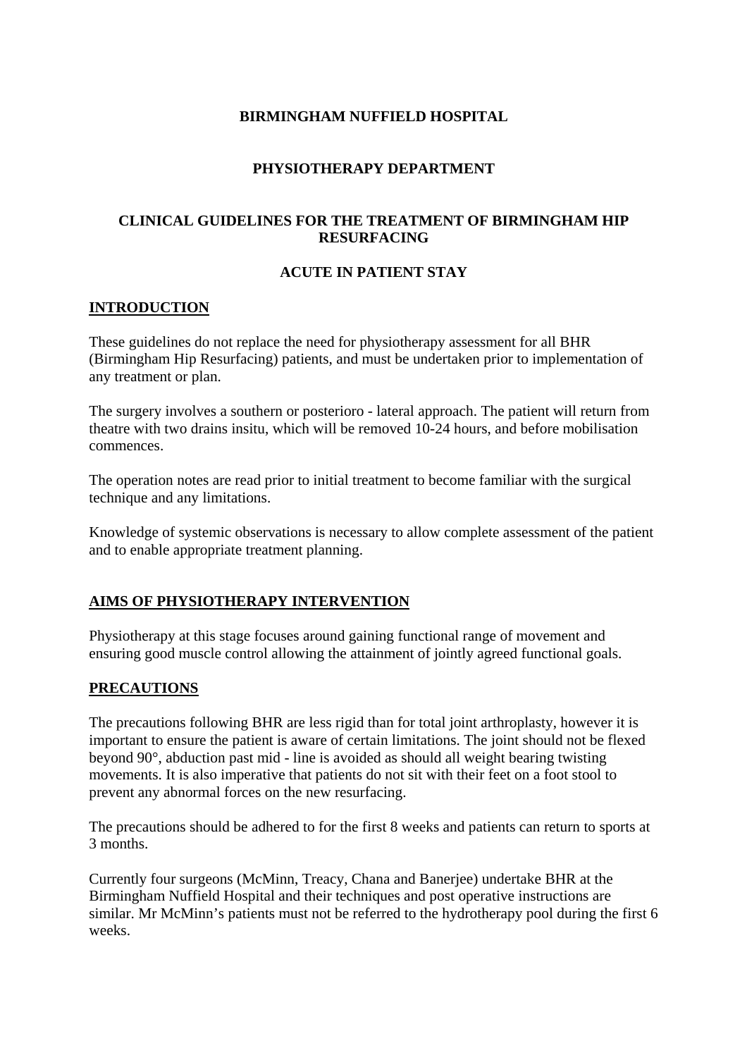**BIRMINGHAM NUFFIELD HOSPITAL**

**PHYSIOTHERAPY DEPARTMENT**

# CLINICAL GUIDELINES FOR THE TREATMENT OF BIRMINGHAM HIP RESURFACING

## ACUTE IN PATIENT STAY

## INTRODUCTION

These guidelines do not replace the need for physiotherapy assessment for all BHR (Birmingham Hip Resurfacing) patients, and must be undertaken prior to implementation of any treatment or plan.

The surgery involves a southern or posterioro - lateral approach. The patient will return from theatre with two drains insitu, which will be removed 10-24 hours, and before mobilisation commences.

The operation notes are read prior to initial treatment to become familiar with the surgical technique and any limitations.

Knowledge of systemic observations is necessary to allow complete assessment of the patient and to enable appropriate treatment planning.

## AIMS OF PHYSIOTHERAPY INTERVENTION

Physiotherapy at this stage focuses around gaining functional range of movement and ensuring good muscle control allowing the attainment of jointly agreed functional goals.

## PRECAUTIONS

The precautions following BHR are less rigid than for total joint arthroplasty, however it is important to ensure the patient is aware of certain limitations. The joint should not be flexed beyond 90°, abduction past mid - line is avoided as should all weight bearing twisting movements. It is also imperative that patients do not sit with their feet on a foot stool to prevent any abnormal forces on the new resurfacing.

The precautions should be adhered to for the first 8 weeks and patients can return to sports at 3 months.

Currently four surgeons (McMinn, Treacy, Chana and Banerjee) undertake BHR at the Birmingham Nuffield Hospital and their techniques and post operative instructions are similar. Mr McMinn's patients must not be referred to the hydrotherapy pool during the first 6 weeks.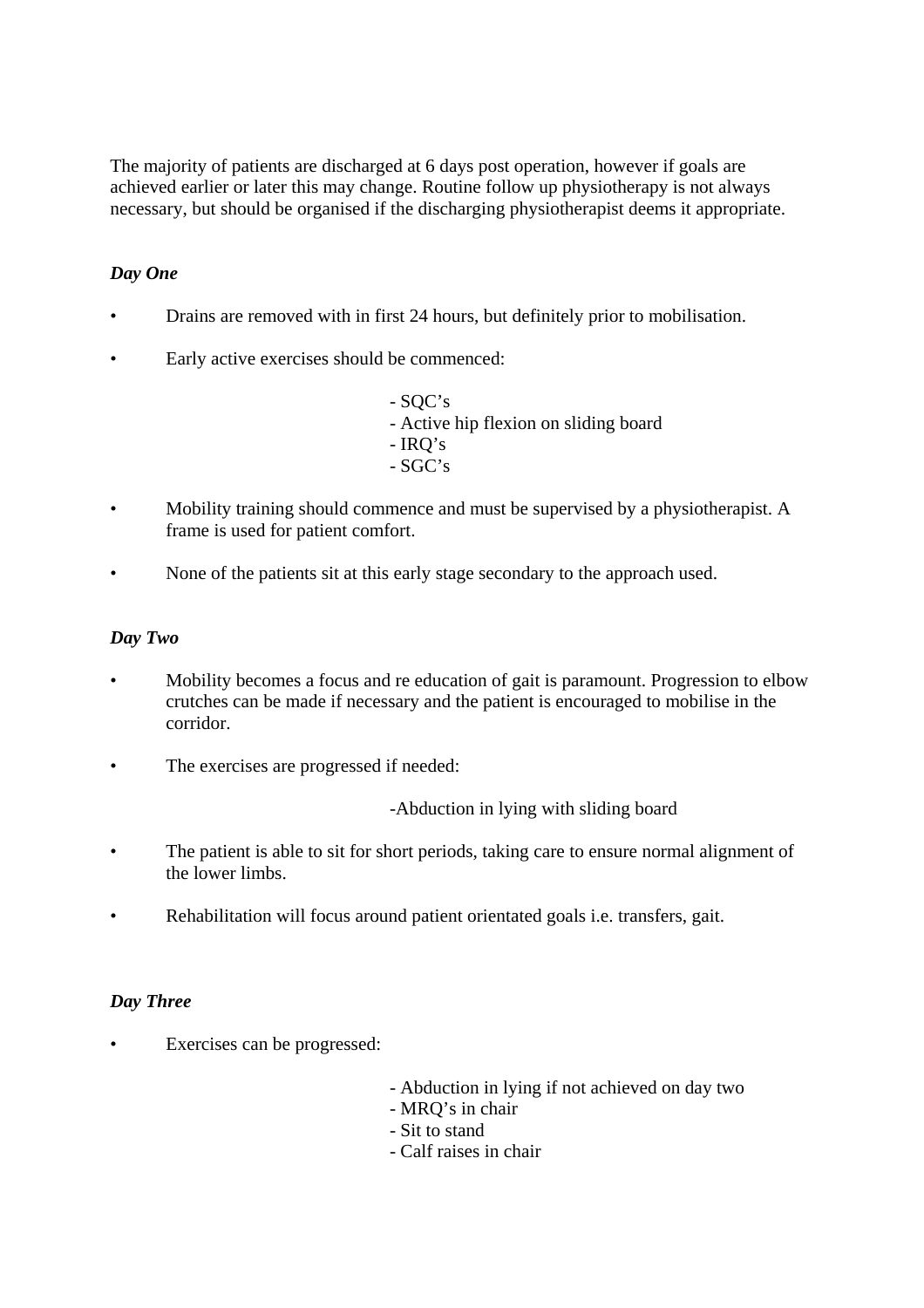The majority of patients are discharged at 6 days post operation, however if goals are achieved earlier or later this may change. Routine follow up physiotherapy is not always necessary, but should be organised if the discharging physiotherapist deems it appropriate.

***Day One***

- Drains are removed with in first 24 hours, but definitely prior to mobilisation.
- Early active exercises should be commenced:
  - SQC's
  - Active hip flexion on sliding board
  - IRQ's
  - SGC's
- Mobility training should commence and must be supervised by a physiotherapist. A frame is used for patient comfort.
- None of the patients sit at this early stage secondary to the approach used.

***Day Two***

- Mobility becomes a focus and re education of gait is paramount. Progression to elbow crutches can be made if necessary and the patient is encouraged to mobilise in the corridor.
- The exercises are progressed if needed:
  - Abduction in lying with sliding board
- The patient is able to sit for short periods, taking care to ensure normal alignment of the lower limbs.
- Rehabilitation will focus around patient orientated goals i.e. transfers, gait.

***Day Three***

- Exercises can be progressed:
  - Abduction in lying if not achieved on day two
  - MRQ's in chair
  - Sit to stand
  - Calf raises in chair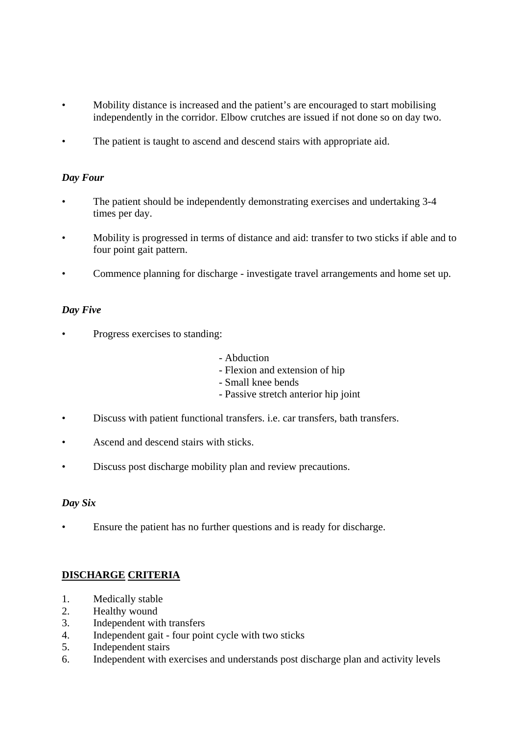- Mobility distance is increased and the patient's are encouraged to start mobilising independently in the corridor. Elbow crutches are issued if not done so on day two.

- The patient is taught to ascend and descend stairs with appropriate aid.

***Day Four***

- The patient should be independently demonstrating exercises and undertaking 3-4 times per day.

- Mobility is progressed in terms of distance and aid: transfer to two sticks if able and to four point gait pattern.

- Commence planning for discharge - investigate travel arrangements and home set up.

***Day Five***

- Progress exercises to standing:

  - Abduction
  - Flexion and extension of hip
  - Small knee bends
  - Passive stretch anterior hip joint

- Discuss with patient functional transfers. i.e. car transfers, bath transfers.

- Ascend and descend stairs with sticks.

- Discuss post discharge mobility plan and review precautions.

***Day Six***

- Ensure the patient has no further questions and is ready for discharge.

**DISCHARGE CRITERIA**

1. Medically stable
2. Healthy wound
3. Independent with transfers
4. Independent gait - four point cycle with two sticks
5. Independent stairs
6. Independent with exercises and understands post discharge plan and activity levels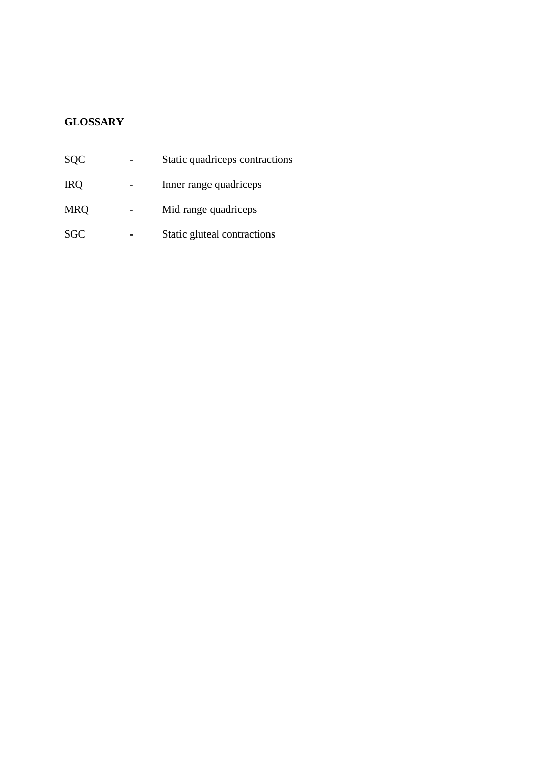**GLOSSARY**

| | | |
|---|---|---|
| SQC | - | Static quadriceps contractions |
| IRQ | - | Inner range quadriceps |
| MRQ | - | Mid range quadriceps |
| SGC | - | Static gluteal contractions |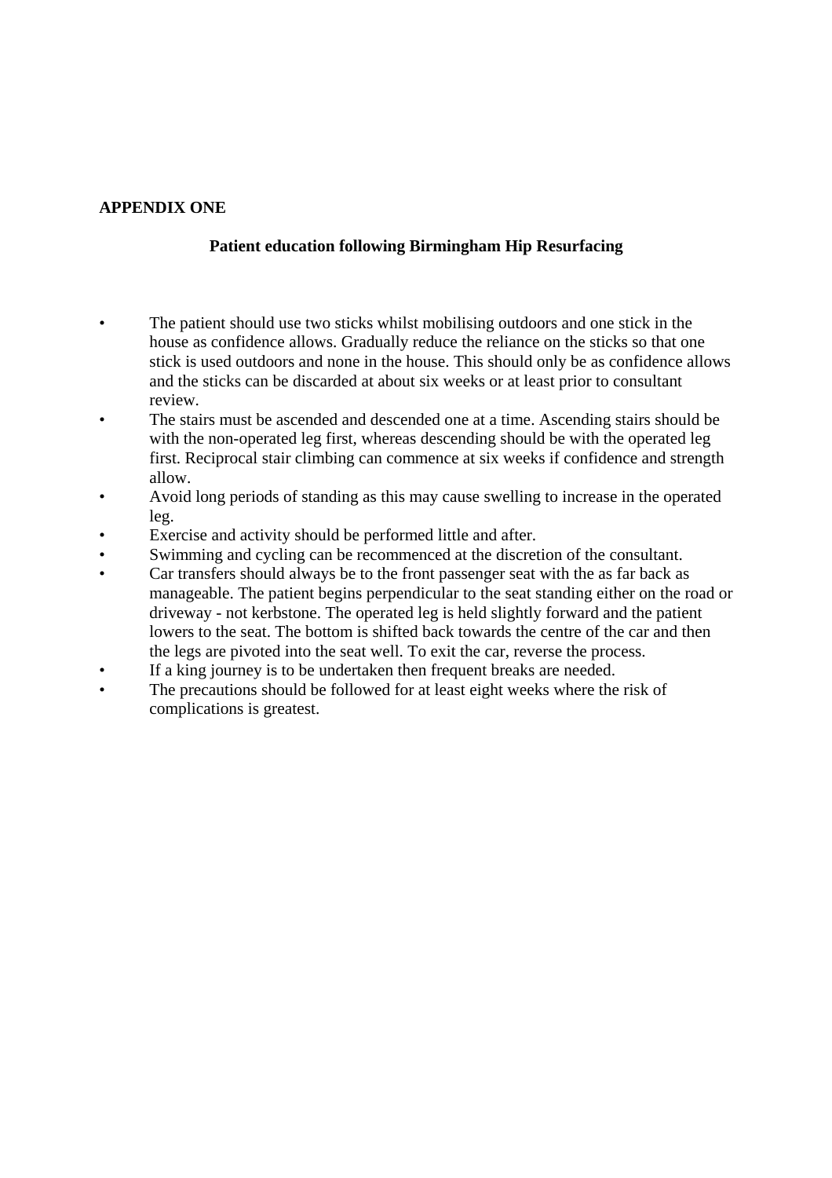**APPENDIX ONE**

**Patient education following Birmingham Hip Resurfacing**

- The patient should use two sticks whilst mobilising outdoors and one stick in the house as confidence allows. Gradually reduce the reliance on the sticks so that one stick is used outdoors and none in the house. This should only be as confidence allows and the sticks can be discarded at about six weeks or at least prior to consultant review.
- The stairs must be ascended and descended one at a time. Ascending stairs should be with the non-operated leg first, whereas descending should be with the operated leg first. Reciprocal stair climbing can commence at six weeks if confidence and strength allow.
- Avoid long periods of standing as this may cause swelling to increase in the operated leg.
- Exercise and activity should be performed little and after.
- Swimming and cycling can be recommenced at the discretion of the consultant.
- Car transfers should always be to the front passenger seat with the as far back as manageable. The patient begins perpendicular to the seat standing either on the road or driveway - not kerbstone. The operated leg is held slightly forward and the patient lowers to the seat. The bottom is shifted back towards the centre of the car and then the legs are pivoted into the seat well. To exit the car, reverse the process.
- If a king journey is to be undertaken then frequent breaks are needed.
- The precautions should be followed for at least eight weeks where the risk of complications is greatest.